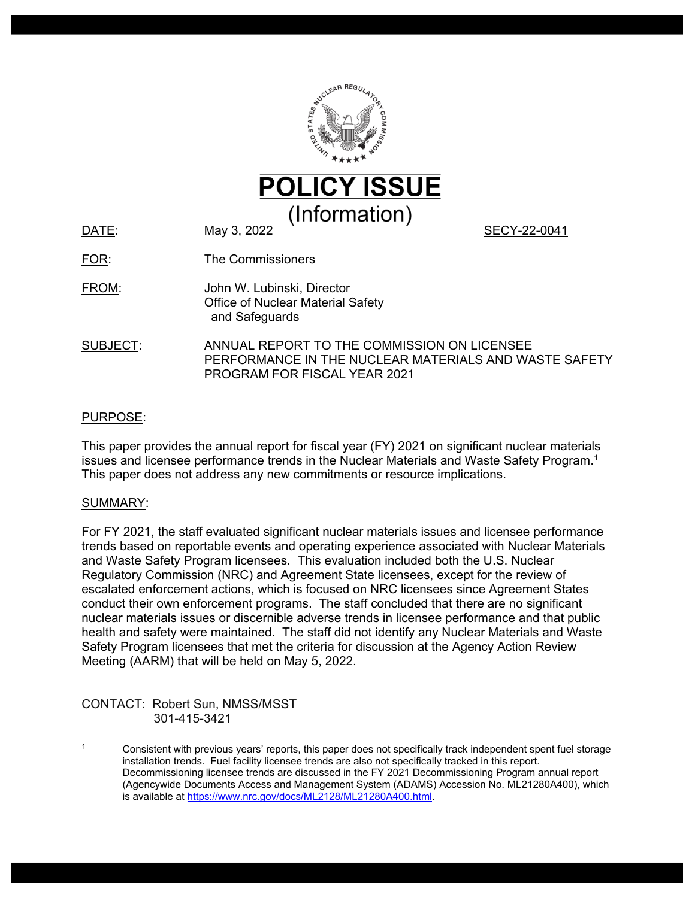# POLICY ISSUE
## (Information)

DATE: May 3, 2022 SECY-22-0041

FOR: The Commissioners

FROM: John W. Lubinski, Director
Office of Nuclear Material Safety
and Safeguards

SUBJECT: ANNUAL REPORT TO THE COMMISSION ON LICENSEE PERFORMANCE IN THE NUCLEAR MATERIALS AND WASTE SAFETY PROGRAM FOR FISCAL YEAR 2021

PURPOSE:

This paper provides the annual report for fiscal year (FY) 2021 on significant nuclear materials issues and licensee performance trends in the Nuclear Materials and Waste Safety Program.[1] This paper does not address any new commitments or resource implications.

SUMMARY:

For FY 2021, the staff evaluated significant nuclear materials issues and licensee performance trends based on reportable events and operating experience associated with Nuclear Materials and Waste Safety Program licensees. This evaluation included both the U.S. Nuclear Regulatory Commission (NRC) and Agreement State licensees, except for the review of escalated enforcement actions, which is focused on NRC licensees since Agreement States conduct their own enforcement programs. The staff concluded that there are no significant nuclear materials issues or discernible adverse trends in licensee performance and that public health and safety were maintained. The staff did not identify any Nuclear Materials and Waste Safety Program licensees that met the criteria for discussion at the Agency Action Review Meeting (AARM) that will be held on May 5, 2022.

CONTACT: Robert Sun, NMSS/MSST
301-415-3421

[1] Consistent with previous years' reports, this paper does not specifically track independent spent fuel storage installation trends. Fuel facility licensee trends are also not specifically tracked in this report. Decommissioning licensee trends are discussed in the FY 2021 Decommissioning Program annual report (Agencywide Documents Access and Management System (ADAMS) Accession No. ML21280A400), which is available at https://www.nrc.gov/docs/ML2128/ML21280A400.html.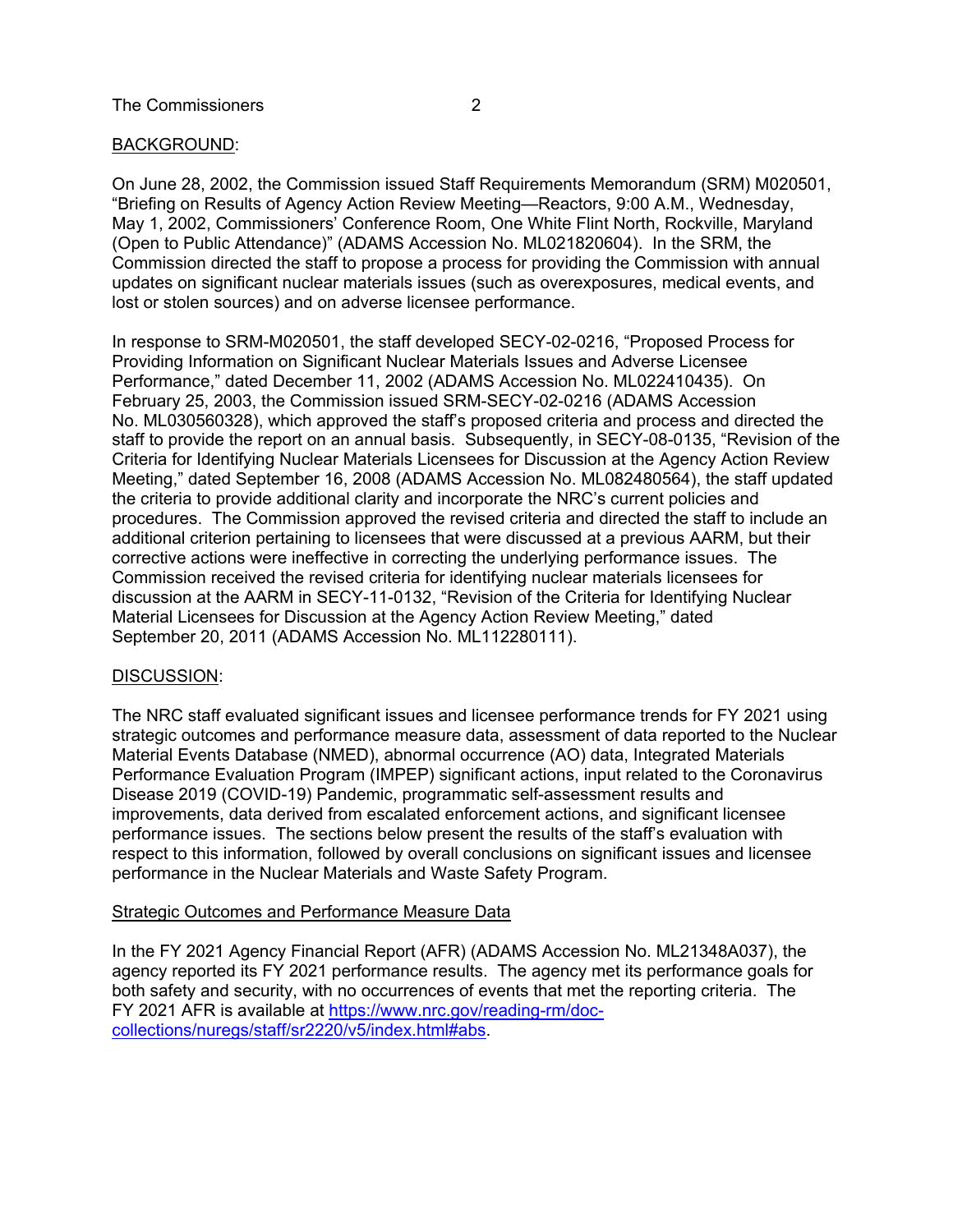BACKGROUND:

On June 28, 2002, the Commission issued Staff Requirements Memorandum (SRM) M020501, "Briefing on Results of Agency Action Review Meeting—Reactors, 9:00 A.M., Wednesday, May 1, 2002, Commissioners' Conference Room, One White Flint North, Rockville, Maryland (Open to Public Attendance)" (ADAMS Accession No. ML021820604). In the SRM, the Commission directed the staff to propose a process for providing the Commission with annual updates on significant nuclear materials issues (such as overexposures, medical events, and lost or stolen sources) and on adverse licensee performance.

In response to SRM-M020501, the staff developed SECY-02-0216, "Proposed Process for Providing Information on Significant Nuclear Materials Issues and Adverse Licensee Performance," dated December 11, 2002 (ADAMS Accession No. ML022410435). On February 25, 2003, the Commission issued SRM-SECY-02-0216 (ADAMS Accession No. ML030560328), which approved the staff's proposed criteria and process and directed the staff to provide the report on an annual basis. Subsequently, in SECY-08-0135, "Revision of the Criteria for Identifying Nuclear Materials Licensees for Discussion at the Agency Action Review Meeting," dated September 16, 2008 (ADAMS Accession No. ML082480564), the staff updated the criteria to provide additional clarity and incorporate the NRC's current policies and procedures. The Commission approved the revised criteria and directed the staff to include an additional criterion pertaining to licensees that were discussed at a previous AARM, but their corrective actions were ineffective in correcting the underlying performance issues. The Commission received the revised criteria for identifying nuclear materials licensees for discussion at the AARM in SECY-11-0132, "Revision of the Criteria for Identifying Nuclear Material Licensees for Discussion at the Agency Action Review Meeting," dated September 20, 2011 (ADAMS Accession No. ML112280111).

DISCUSSION:

The NRC staff evaluated significant issues and licensee performance trends for FY 2021 using strategic outcomes and performance measure data, assessment of data reported to the Nuclear Material Events Database (NMED), abnormal occurrence (AO) data, Integrated Materials Performance Evaluation Program (IMPEP) significant actions, input related to the Coronavirus Disease 2019 (COVID-19) Pandemic, programmatic self-assessment results and improvements, data derived from escalated enforcement actions, and significant licensee performance issues. The sections below present the results of the staff's evaluation with respect to this information, followed by overall conclusions on significant issues and licensee performance in the Nuclear Materials and Waste Safety Program.

Strategic Outcomes and Performance Measure Data

In the FY 2021 Agency Financial Report (AFR) (ADAMS Accession No. ML21348A037), the agency reported its FY 2021 performance results. The agency met its performance goals for both safety and security, with no occurrences of events that met the reporting criteria. The FY 2021 AFR is available at https://www.nrc.gov/reading-rm/doc-collections/nuregs/staff/sr2220/v5/index.html#abs.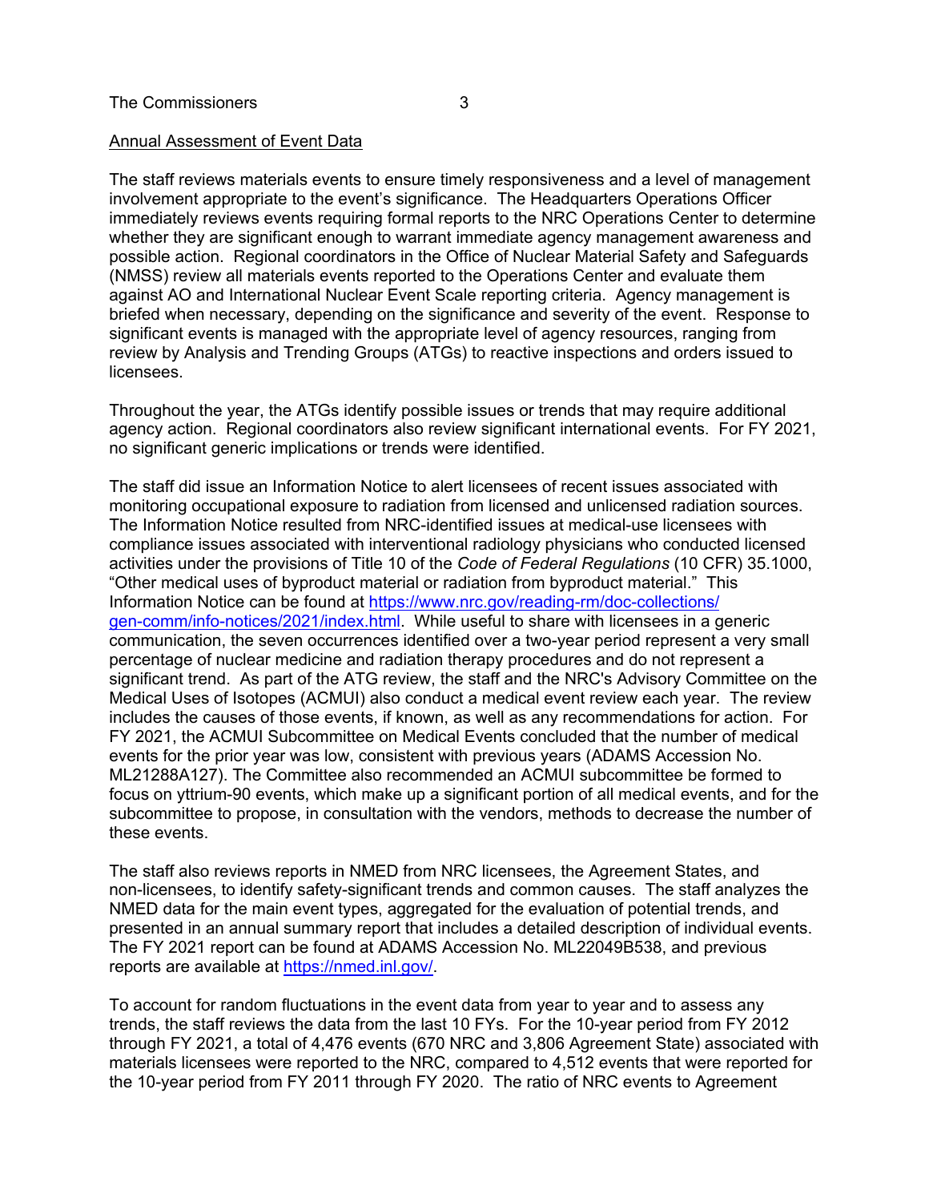Annual Assessment of Event Data

The staff reviews materials events to ensure timely responsiveness and a level of management involvement appropriate to the event's significance. The Headquarters Operations Officer immediately reviews events requiring formal reports to the NRC Operations Center to determine whether they are significant enough to warrant immediate agency management awareness and possible action. Regional coordinators in the Office of Nuclear Material Safety and Safeguards (NMSS) review all materials events reported to the Operations Center and evaluate them against AO and International Nuclear Event Scale reporting criteria. Agency management is briefed when necessary, depending on the significance and severity of the event. Response to significant events is managed with the appropriate level of agency resources, ranging from review by Analysis and Trending Groups (ATGs) to reactive inspections and orders issued to licensees.

Throughout the year, the ATGs identify possible issues or trends that may require additional agency action. Regional coordinators also review significant international events. For FY 2021, no significant generic implications or trends were identified.

The staff did issue an Information Notice to alert licensees of recent issues associated with monitoring occupational exposure to radiation from licensed and unlicensed radiation sources. The Information Notice resulted from NRC-identified issues at medical-use licensees with compliance issues associated with interventional radiology physicians who conducted licensed activities under the provisions of Title 10 of the *Code of Federal Regulations* (10 CFR) 35.1000, "Other medical uses of byproduct material or radiation from byproduct material." This Information Notice can be found at https://www.nrc.gov/reading-rm/doc-collections/gen-comm/info-notices/2021/index.html. While useful to share with licensees in a generic communication, the seven occurrences identified over a two-year period represent a very small percentage of nuclear medicine and radiation therapy procedures and do not represent a significant trend. As part of the ATG review, the staff and the NRC's Advisory Committee on the Medical Uses of Isotopes (ACMUI) also conduct a medical event review each year. The review includes the causes of those events, if known, as well as any recommendations for action. For FY 2021, the ACMUI Subcommittee on Medical Events concluded that the number of medical events for the prior year was low, consistent with previous years (ADAMS Accession No. ML21288A127). The Committee also recommended an ACMUI subcommittee be formed to focus on yttrium-90 events, which make up a significant portion of all medical events, and for the subcommittee to propose, in consultation with the vendors, methods to decrease the number of these events.

The staff also reviews reports in NMED from NRC licensees, the Agreement States, and non-licensees, to identify safety-significant trends and common causes. The staff analyzes the NMED data for the main event types, aggregated for the evaluation of potential trends, and presented in an annual summary report that includes a detailed description of individual events. The FY 2021 report can be found at ADAMS Accession No. ML22049B538, and previous reports are available at https://nmed.inl.gov/.

To account for random fluctuations in the event data from year to year and to assess any trends, the staff reviews the data from the last 10 FYs. For the 10-year period from FY 2012 through FY 2021, a total of 4,476 events (670 NRC and 3,806 Agreement State) associated with materials licensees were reported to the NRC, compared to 4,512 events that were reported for the 10-year period from FY 2011 through FY 2020. The ratio of NRC events to Agreement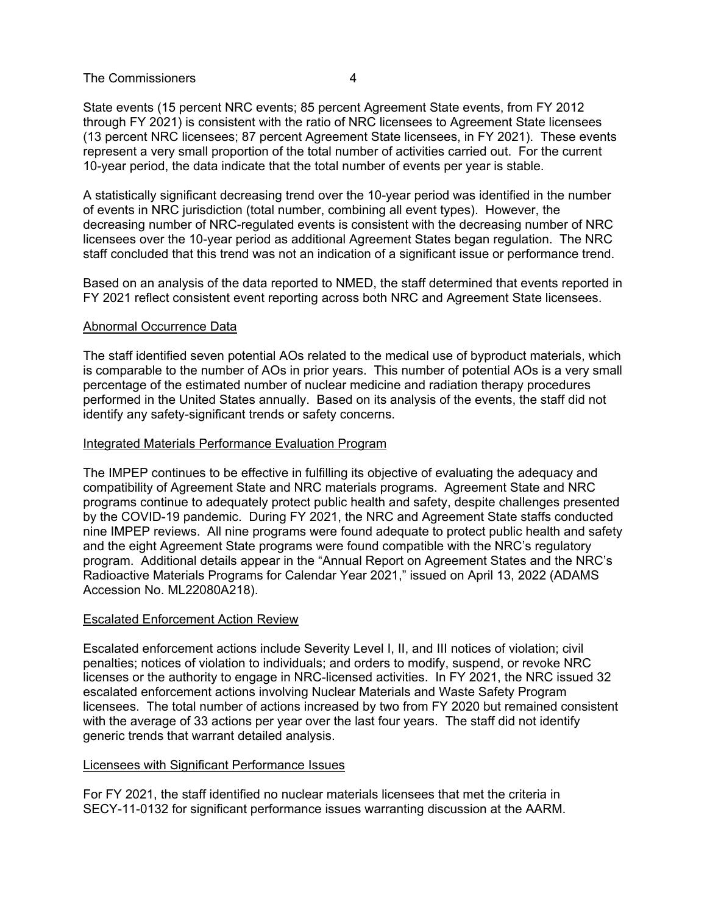State events (15 percent NRC events; 85 percent Agreement State events, from FY 2012 through FY 2021) is consistent with the ratio of NRC licensees to Agreement State licensees (13 percent NRC licensees; 87 percent Agreement State licensees, in FY 2021). These events represent a very small proportion of the total number of activities carried out. For the current 10-year period, the data indicate that the total number of events per year is stable.

A statistically significant decreasing trend over the 10-year period was identified in the number of events in NRC jurisdiction (total number, combining all event types). However, the decreasing number of NRC-regulated events is consistent with the decreasing number of NRC licensees over the 10-year period as additional Agreement States began regulation. The NRC staff concluded that this trend was not an indication of a significant issue or performance trend.

Based on an analysis of the data reported to NMED, the staff determined that events reported in FY 2021 reflect consistent event reporting across both NRC and Agreement State licensees.

## Abnormal Occurrence Data

The staff identified seven potential AOs related to the medical use of byproduct materials, which is comparable to the number of AOs in prior years. This number of potential AOs is a very small percentage of the estimated number of nuclear medicine and radiation therapy procedures performed in the United States annually. Based on its analysis of the events, the staff did not identify any safety-significant trends or safety concerns.

## Integrated Materials Performance Evaluation Program

The IMPEP continues to be effective in fulfilling its objective of evaluating the adequacy and compatibility of Agreement State and NRC materials programs. Agreement State and NRC programs continue to adequately protect public health and safety, despite challenges presented by the COVID-19 pandemic. During FY 2021, the NRC and Agreement State staffs conducted nine IMPEP reviews. All nine programs were found adequate to protect public health and safety and the eight Agreement State programs were found compatible with the NRC's regulatory program. Additional details appear in the "Annual Report on Agreement States and the NRC's Radioactive Materials Programs for Calendar Year 2021," issued on April 13, 2022 (ADAMS Accession No. ML22080A218).

## Escalated Enforcement Action Review

Escalated enforcement actions include Severity Level I, II, and III notices of violation; civil penalties; notices of violation to individuals; and orders to modify, suspend, or revoke NRC licenses or the authority to engage in NRC-licensed activities. In FY 2021, the NRC issued 32 escalated enforcement actions involving Nuclear Materials and Waste Safety Program licensees. The total number of actions increased by two from FY 2020 but remained consistent with the average of 33 actions per year over the last four years. The staff did not identify generic trends that warrant detailed analysis.

## Licensees with Significant Performance Issues

For FY 2021, the staff identified no nuclear materials licensees that met the criteria in SECY-11-0132 for significant performance issues warranting discussion at the AARM.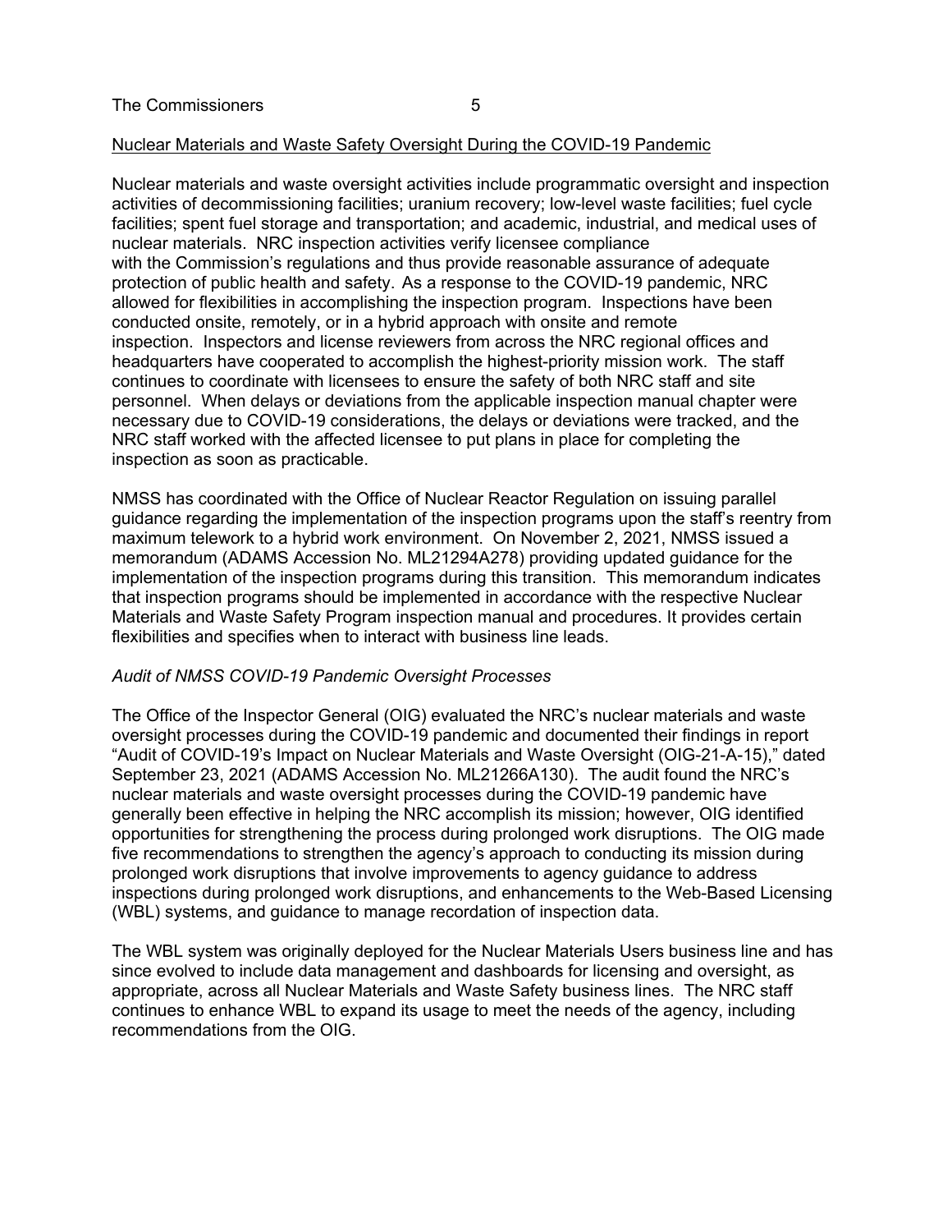<u>Nuclear Materials and Waste Safety Oversight During the COVID-19 Pandemic</u>

Nuclear materials and waste oversight activities include programmatic oversight and inspection activities of decommissioning facilities; uranium recovery; low-level waste facilities; fuel cycle facilities; spent fuel storage and transportation; and academic, industrial, and medical uses of nuclear materials. NRC inspection activities verify licensee compliance with the Commission's regulations and thus provide reasonable assurance of adequate protection of public health and safety. As a response to the COVID-19 pandemic, NRC allowed for flexibilities in accomplishing the inspection program. Inspections have been conducted onsite, remotely, or in a hybrid approach with onsite and remote inspection. Inspectors and license reviewers from across the NRC regional offices and headquarters have cooperated to accomplish the highest-priority mission work. The staff continues to coordinate with licensees to ensure the safety of both NRC staff and site personnel. When delays or deviations from the applicable inspection manual chapter were necessary due to COVID-19 considerations, the delays or deviations were tracked, and the NRC staff worked with the affected licensee to put plans in place for completing the inspection as soon as practicable.

NMSS has coordinated with the Office of Nuclear Reactor Regulation on issuing parallel guidance regarding the implementation of the inspection programs upon the staff's reentry from maximum telework to a hybrid work environment. On November 2, 2021, NMSS issued a memorandum (ADAMS Accession No. ML21294A278) providing updated guidance for the implementation of the inspection programs during this transition. This memorandum indicates that inspection programs should be implemented in accordance with the respective Nuclear Materials and Waste Safety Program inspection manual and procedures. It provides certain flexibilities and specifies when to interact with business line leads.

*Audit of NMSS COVID-19 Pandemic Oversight Processes*

The Office of the Inspector General (OIG) evaluated the NRC's nuclear materials and waste oversight processes during the COVID-19 pandemic and documented their findings in report "Audit of COVID-19's Impact on Nuclear Materials and Waste Oversight (OIG-21-A-15)," dated September 23, 2021 (ADAMS Accession No. ML21266A130). The audit found the NRC's nuclear materials and waste oversight processes during the COVID-19 pandemic have generally been effective in helping the NRC accomplish its mission; however, OIG identified opportunities for strengthening the process during prolonged work disruptions. The OIG made five recommendations to strengthen the agency's approach to conducting its mission during prolonged work disruptions that involve improvements to agency guidance to address inspections during prolonged work disruptions, and enhancements to the Web-Based Licensing (WBL) systems, and guidance to manage recordation of inspection data.

The WBL system was originally deployed for the Nuclear Materials Users business line and has since evolved to include data management and dashboards for licensing and oversight, as appropriate, across all Nuclear Materials and Waste Safety business lines. The NRC staff continues to enhance WBL to expand its usage to meet the needs of the agency, including recommendations from the OIG.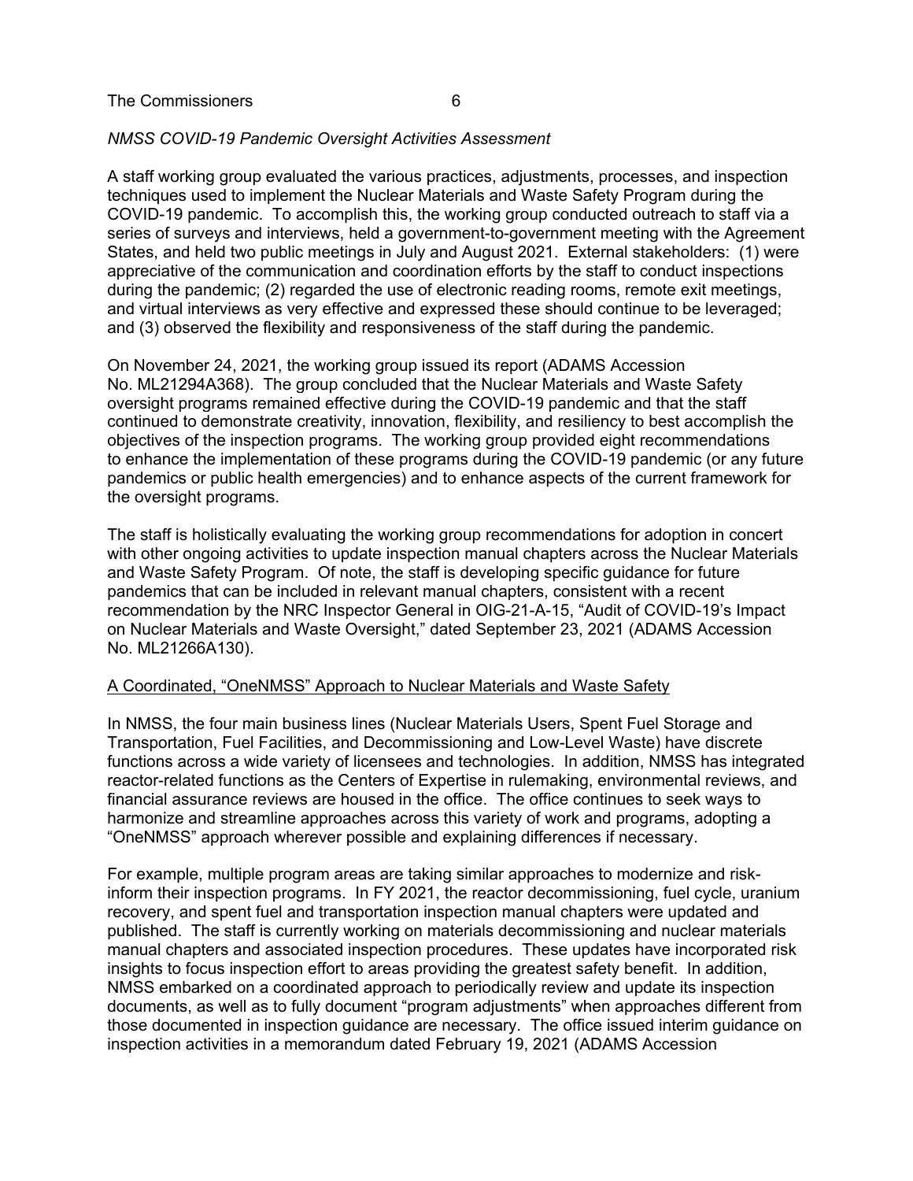*NMSS COVID-19 Pandemic Oversight Activities Assessment*

A staff working group evaluated the various practices, adjustments, processes, and inspection techniques used to implement the Nuclear Materials and Waste Safety Program during the COVID-19 pandemic. To accomplish this, the working group conducted outreach to staff via a series of surveys and interviews, held a government-to-government meeting with the Agreement States, and held two public meetings in July and August 2021. External stakeholders: (1) were appreciative of the communication and coordination efforts by the staff to conduct inspections during the pandemic; (2) regarded the use of electronic reading rooms, remote exit meetings, and virtual interviews as very effective and expressed these should continue to be leveraged; and (3) observed the flexibility and responsiveness of the staff during the pandemic.

On November 24, 2021, the working group issued its report (ADAMS Accession No. ML21294A368). The group concluded that the Nuclear Materials and Waste Safety oversight programs remained effective during the COVID-19 pandemic and that the staff continued to demonstrate creativity, innovation, flexibility, and resiliency to best accomplish the objectives of the inspection programs. The working group provided eight recommendations to enhance the implementation of these programs during the COVID-19 pandemic (or any future pandemics or public health emergencies) and to enhance aspects of the current framework for the oversight programs.

The staff is holistically evaluating the working group recommendations for adoption in concert with other ongoing activities to update inspection manual chapters across the Nuclear Materials and Waste Safety Program. Of note, the staff is developing specific guidance for future pandemics that can be included in relevant manual chapters, consistent with a recent recommendation by the NRC Inspector General in OIG-21-A-15, "Audit of COVID-19's Impact on Nuclear Materials and Waste Oversight," dated September 23, 2021 (ADAMS Accession No. ML21266A130).

<u>A Coordinated, "OneNMSS" Approach to Nuclear Materials and Waste Safety</u>

In NMSS, the four main business lines (Nuclear Materials Users, Spent Fuel Storage and Transportation, Fuel Facilities, and Decommissioning and Low-Level Waste) have discrete functions across a wide variety of licensees and technologies. In addition, NMSS has integrated reactor-related functions as the Centers of Expertise in rulemaking, environmental reviews, and financial assurance reviews are housed in the office. The office continues to seek ways to harmonize and streamline approaches across this variety of work and programs, adopting a "OneNMSS" approach wherever possible and explaining differences if necessary.

For example, multiple program areas are taking similar approaches to modernize and risk-inform their inspection programs. In FY 2021, the reactor decommissioning, fuel cycle, uranium recovery, and spent fuel and transportation inspection manual chapters were updated and published. The staff is currently working on materials decommissioning and nuclear materials manual chapters and associated inspection procedures. These updates have incorporated risk insights to focus inspection effort to areas providing the greatest safety benefit. In addition, NMSS embarked on a coordinated approach to periodically review and update its inspection documents, as well as to fully document "program adjustments" when approaches different from those documented in inspection guidance are necessary. The office issued interim guidance on inspection activities in a memorandum dated February 19, 2021 (ADAMS Accession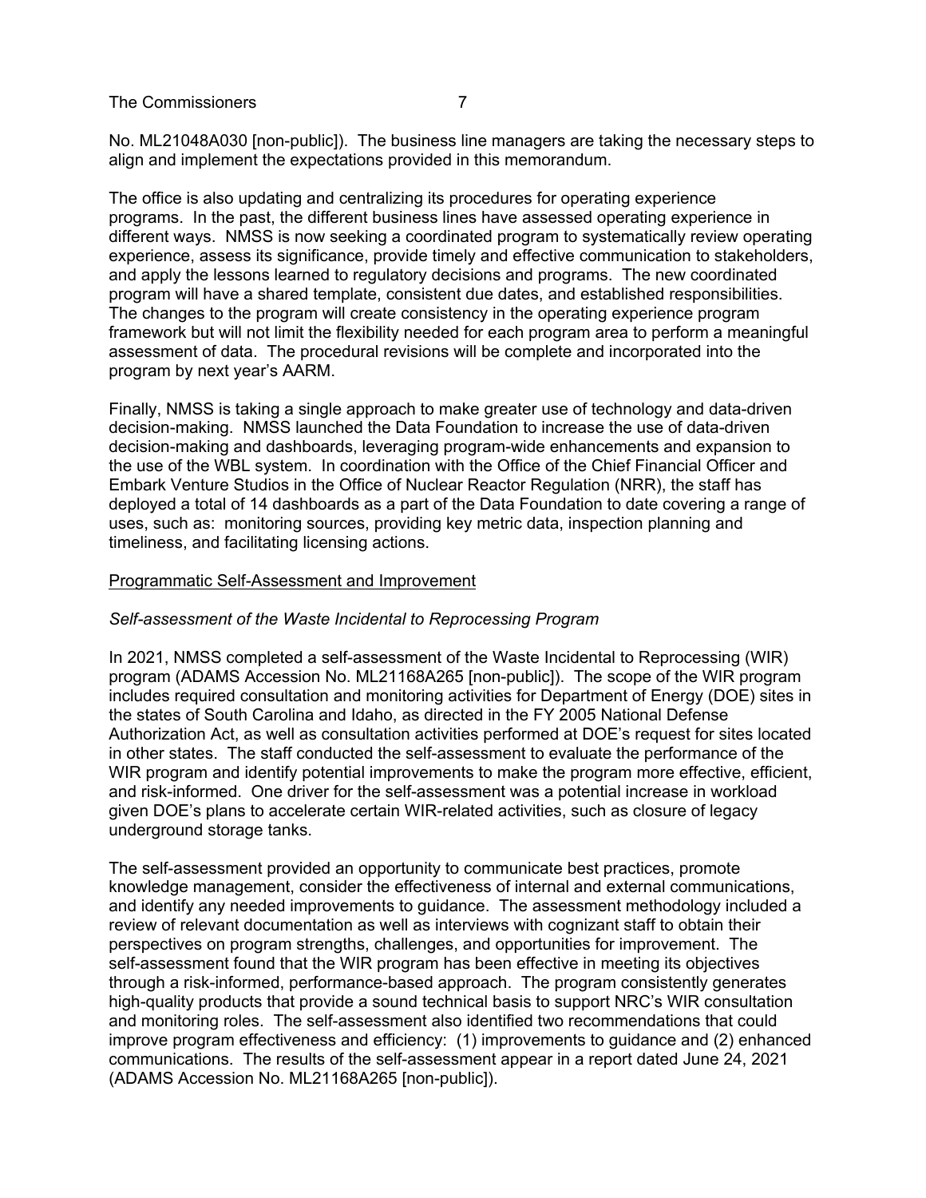No. ML21048A030 [non-public]). The business line managers are taking the necessary steps to align and implement the expectations provided in this memorandum.

The office is also updating and centralizing its procedures for operating experience programs. In the past, the different business lines have assessed operating experience in different ways. NMSS is now seeking a coordinated program to systematically review operating experience, assess its significance, provide timely and effective communication to stakeholders, and apply the lessons learned to regulatory decisions and programs. The new coordinated program will have a shared template, consistent due dates, and established responsibilities. The changes to the program will create consistency in the operating experience program framework but will not limit the flexibility needed for each program area to perform a meaningful assessment of data. The procedural revisions will be complete and incorporated into the program by next year's AARM.

Finally, NMSS is taking a single approach to make greater use of technology and data-driven decision-making. NMSS launched the Data Foundation to increase the use of data-driven decision-making and dashboards, leveraging program-wide enhancements and expansion to the use of the WBL system. In coordination with the Office of the Chief Financial Officer and Embark Venture Studios in the Office of Nuclear Reactor Regulation (NRR), the staff has deployed a total of 14 dashboards as a part of the Data Foundation to date covering a range of uses, such as: monitoring sources, providing key metric data, inspection planning and timeliness, and facilitating licensing actions.

<u>Programmatic Self-Assessment and Improvement</u>

*Self-assessment of the Waste Incidental to Reprocessing Program*

In 2021, NMSS completed a self-assessment of the Waste Incidental to Reprocessing (WIR) program (ADAMS Accession No. ML21168A265 [non-public]). The scope of the WIR program includes required consultation and monitoring activities for Department of Energy (DOE) sites in the states of South Carolina and Idaho, as directed in the FY 2005 National Defense Authorization Act, as well as consultation activities performed at DOE's request for sites located in other states. The staff conducted the self-assessment to evaluate the performance of the WIR program and identify potential improvements to make the program more effective, efficient, and risk-informed. One driver for the self-assessment was a potential increase in workload given DOE's plans to accelerate certain WIR-related activities, such as closure of legacy underground storage tanks.

The self-assessment provided an opportunity to communicate best practices, promote knowledge management, consider the effectiveness of internal and external communications, and identify any needed improvements to guidance. The assessment methodology included a review of relevant documentation as well as interviews with cognizant staff to obtain their perspectives on program strengths, challenges, and opportunities for improvement. The self-assessment found that the WIR program has been effective in meeting its objectives through a risk-informed, performance-based approach. The program consistently generates high-quality products that provide a sound technical basis to support NRC's WIR consultation and monitoring roles. The self-assessment also identified two recommendations that could improve program effectiveness and efficiency: (1) improvements to guidance and (2) enhanced communications. The results of the self-assessment appear in a report dated June 24, 2021 (ADAMS Accession No. ML21168A265 [non-public]).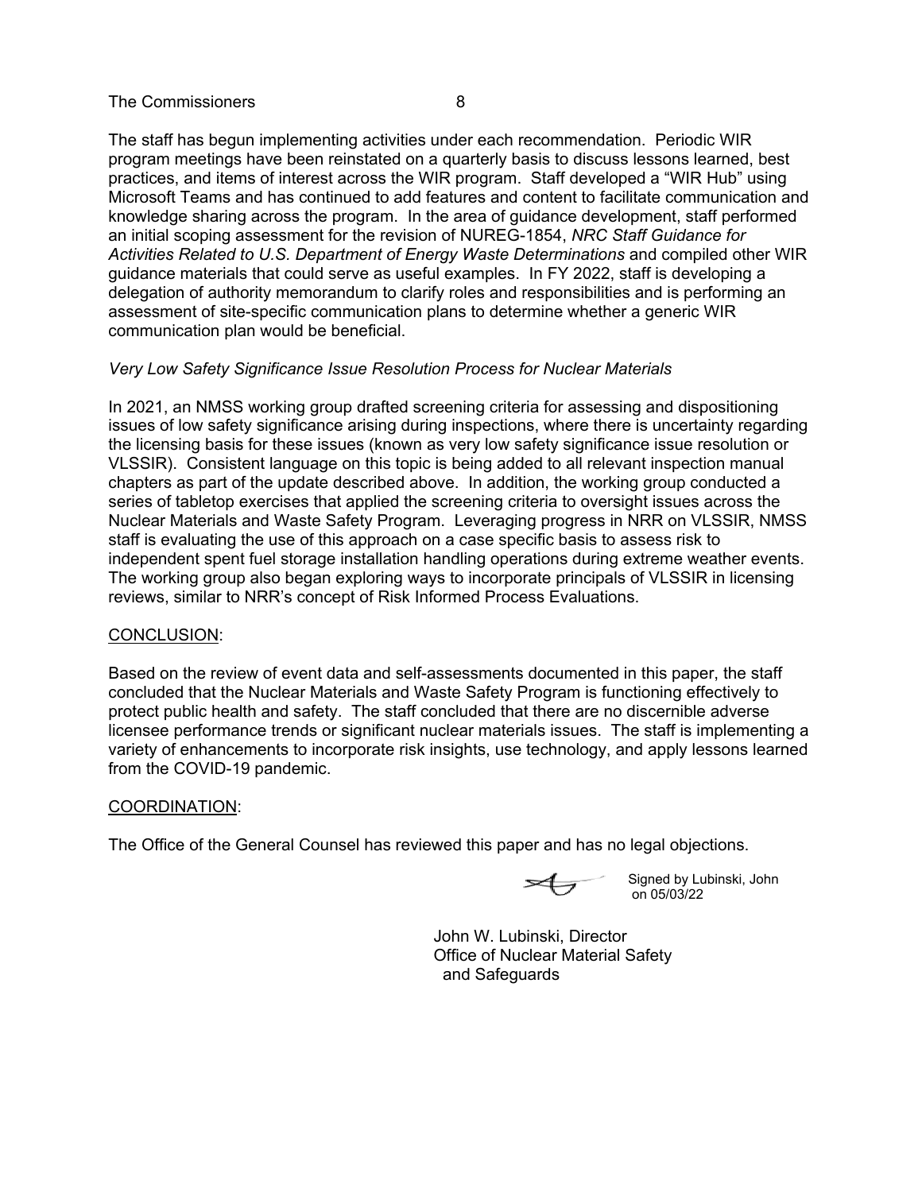The staff has begun implementing activities under each recommendation. Periodic WIR program meetings have been reinstated on a quarterly basis to discuss lessons learned, best practices, and items of interest across the WIR program. Staff developed a "WIR Hub" using Microsoft Teams and has continued to add features and content to facilitate communication and knowledge sharing across the program. In the area of guidance development, staff performed an initial scoping assessment for the revision of NUREG-1854, *NRC Staff Guidance for Activities Related to U.S. Department of Energy Waste Determinations* and compiled other WIR guidance materials that could serve as useful examples. In FY 2022, staff is developing a delegation of authority memorandum to clarify roles and responsibilities and is performing an assessment of site-specific communication plans to determine whether a generic WIR communication plan would be beneficial.

*Very Low Safety Significance Issue Resolution Process for Nuclear Materials*

In 2021, an NMSS working group drafted screening criteria for assessing and dispositioning issues of low safety significance arising during inspections, where there is uncertainty regarding the licensing basis for these issues (known as very low safety significance issue resolution or VLSSIR). Consistent language on this topic is being added to all relevant inspection manual chapters as part of the update described above. In addition, the working group conducted a series of tabletop exercises that applied the screening criteria to oversight issues across the Nuclear Materials and Waste Safety Program. Leveraging progress in NRR on VLSSIR, NMSS staff is evaluating the use of this approach on a case specific basis to assess risk to independent spent fuel storage installation handling operations during extreme weather events. The working group also began exploring ways to incorporate principals of VLSSIR in licensing reviews, similar to NRR's concept of Risk Informed Process Evaluations.

## CONCLUSION:

Based on the review of event data and self-assessments documented in this paper, the staff concluded that the Nuclear Materials and Waste Safety Program is functioning effectively to protect public health and safety. The staff concluded that there are no discernible adverse licensee performance trends or significant nuclear materials issues. The staff is implementing a variety of enhancements to incorporate risk insights, use technology, and apply lessons learned from the COVID-19 pandemic.

## COORDINATION:

The Office of the General Counsel has reviewed this paper and has no legal objections.

Signed by Lubinski, John on 05/03/22

John W. Lubinski, Director
Office of Nuclear Material Safety and Safeguards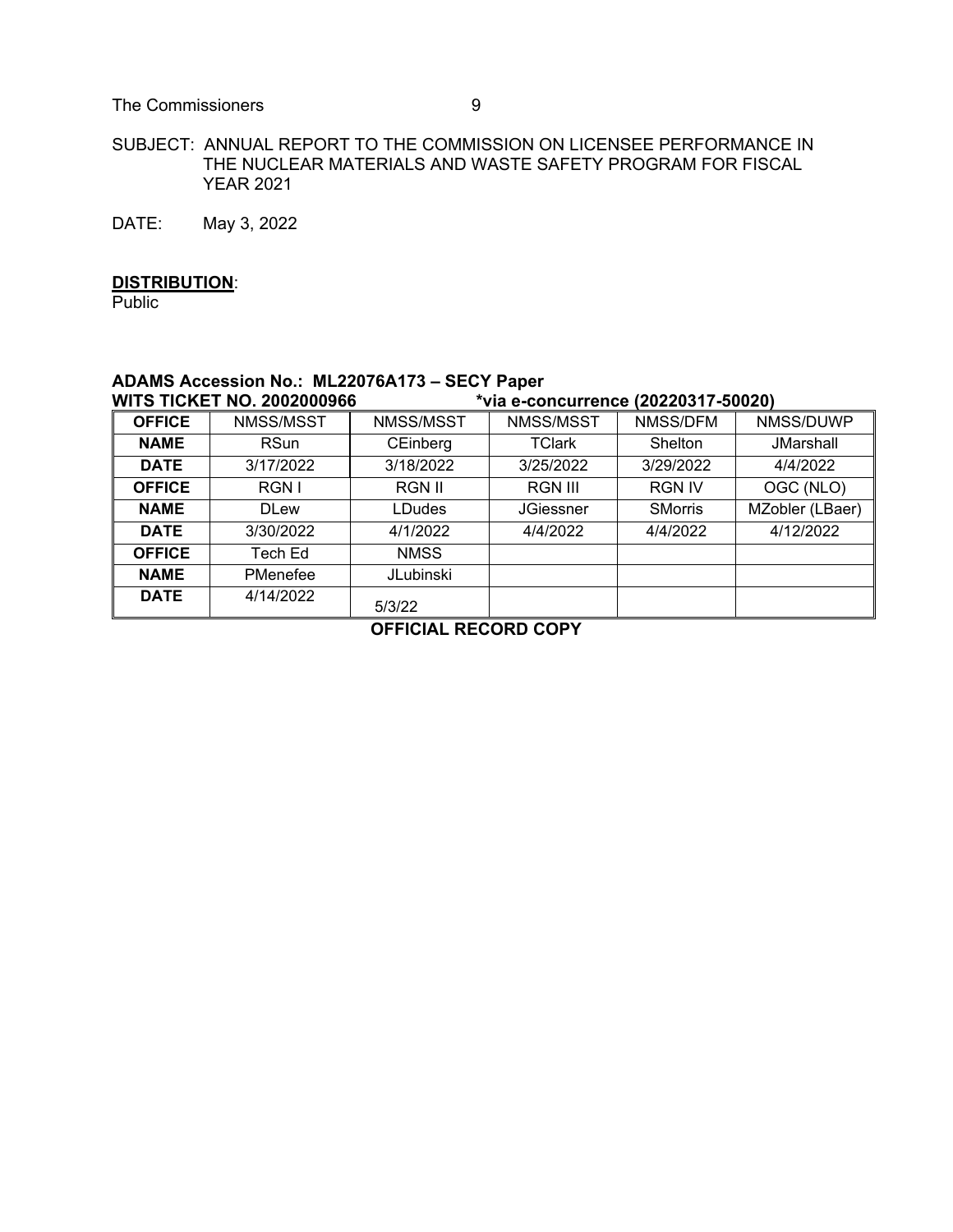The Commissioners

SUBJECT: ANNUAL REPORT TO THE COMMISSION ON LICENSEE PERFORMANCE IN THE NUCLEAR MATERIALS AND WASTE SAFETY PROGRAM FOR FISCAL YEAR 2021

DATE: May 3, 2022

**DISTRIBUTION**:
Public

**ADAMS Accession No.: ML22076A173 – SECY Paper**
**WITS TICKET NO. 2002000966** **\*via e-concurrence (20220317-50020)**

| | | | | | |
|---|---|---|---|---|---|
| **OFFICE** | NMSS/MSST | NMSS/MSST | NMSS/MSST | NMSS/DFM | NMSS/DUWP |
| **NAME** | RSun | CEinberg | TClark | Shelton | JMarshall |
| **DATE** | 3/17/2022 | 3/18/2022 | 3/25/2022 | 3/29/2022 | 4/4/2022 |
| **OFFICE** | RGN I | RGN II | RGN III | RGN IV | OGC (NLO) |
| **NAME** | DLew | LDudes | JGiessner | SMorris | MZobler (LBaer) |
| **DATE** | 3/30/2022 | 4/1/2022 | 4/4/2022 | 4/4/2022 | 4/12/2022 |
| **OFFICE** | Tech Ed | NMSS | | | |
| **NAME** | PMenefee | JLubinski | | | |
| **DATE** | 4/14/2022 | 5/3/22 | | | |

**OFFICIAL RECORD COPY**